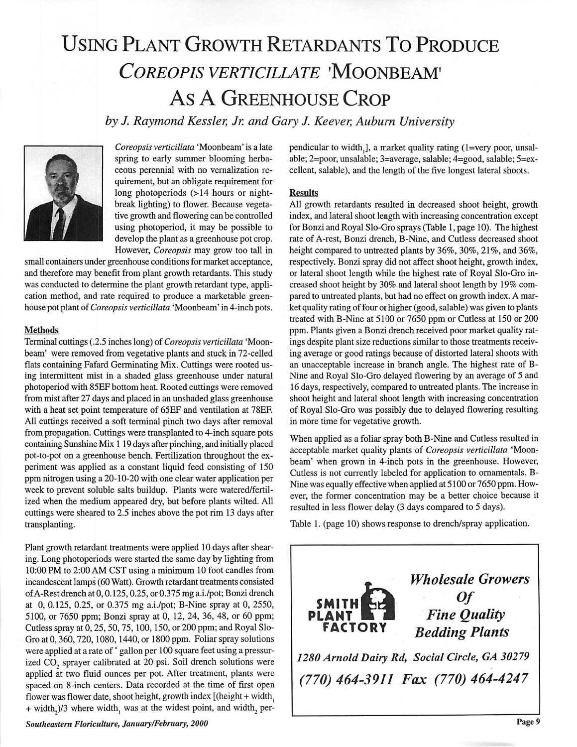# Using Plant Growth Retardants To Produce *Coreopis verticillate* 'Moonbeam' As A Greenhouse Crop

*by J. Raymond Kessler, Jr. and Gary J. Keever, Auburn University*

*Coreopsis verticillata* 'Moonbeam' is a late spring to early summer blooming herbaceous perennial with no vernalization requirement, but an obligate requirement for long photoperiods (>14 hours or night-break lighting) to flower. Because vegetative growth and flowering can be controlled using photoperiod, it may be possible to develop the plant as a greenhouse pot crop. However, *Coreopsis* may grow too tall in small containers under greenhouse conditions for market acceptance, and therefore may benefit from plant growth retardants. This study was conducted to determine the plant growth retardant type, application method, and rate required to produce a marketable greenhouse pot plant of *Coreopsis verticillata* 'Moonbeam' in 4-inch pots.

## Methods

Terminal cuttings (.2.5 inches long) of *Coreopsis verticillata* 'Moonbeam' were removed from vegetative plants and stuck in 72-celled flats containing Fafard Germinating Mix. Cuttings were rooted using intermittent mist in a shaded glass greenhouse under natural photoperiod with 85EF bottom heat. Rooted cuttings were removed from mist after 27 days and placed in an unshaded glass greenhouse with a heat set point temperature of 65EF and ventilation at 78EF. All cuttings received a soft terminal pinch two days after removal from propagation. Cuttings were transplanted to 4-inch square pots containing Sunshine Mix 1 19 days after pinching, and initially placed pot-to-pot on a greenhouse bench. Fertilization throughout the experiment was applied as a constant liquid feed consisting of 150 ppm nitrogen using a 20-10-20 with one clear water application per week to prevent soluble salts buildup. Plants were watered/fertilized when the medium appeared dry, but before plants wilted. All cuttings were sheared to 2.5 inches above the pot rim 13 days after transplanting.

Plant growth retardant treatments were applied 10 days after shearing. Long photoperiods were started the same day by lighting from 10:00 PM to 2:00 AM CST using a minimum 10 foot candles from incandescent lamps (60 Watt). Growth retardant treatments consisted of A-Rest drench at 0, 0.125, 0.25, or 0.375 mg a.i./pot; Bonzi drench at 0, 0.125, 0.25, or 0.375 mg a.i./pot; B-Nine spray at 0, 2550, 5100, or 7650 ppm; Bonzi spray at 0, 12, 24, 36, 48, or 60 ppm; Cutless spray at 0, 25, 50, 75, 100, 150, or 200 ppm; and Royal Slo-Gro at 0, 360, 720, 1080, 1440, or 1800 ppm. Foliar spray solutions were applied at a rate of ˚ gallon per 100 square feet using a pressurized $CO_2$ sprayer calibrated at 20 psi. Soil drench solutions were applied at two fluid ounces per pot. After treatment, plants were spaced on 8-inch centers. Data recorded at the time of first open flower was flower date, shoot height, growth index [(height + $width_1$ + $width_2$)/3 where $width_1$ was at the widest point, and $width_2$ perpendicular to $width_1$], a market quality rating (1=very poor, unsalable; 2=poor, unsalable; 3=average, salable; 4=good, salable; 5=excellent, salable), and the length of the five longest lateral shoots.

## Results

All growth retardants resulted in decreased shoot height, growth index, and lateral shoot length with increasing concentration except for Bonzi and Royal Slo-Gro sprays (Table 1, page 10). The highest rate of A-rest, Bonzi drench, B-Nine, and Cutless decreased shoot height compared to untreated plants by 36%, 30%, 21%, and 36%, respectively. Bonzi spray did not affect shoot height, growth index, or lateral shoot length while the highest rate of Royal Slo-Gro increased shoot height by 30% and lateral shoot length by 19% compared to untreated plants, but had no effect on growth index. A market quality rating of four or higher (good, salable) was given to plants treated with B-Nine at 5100 or 7650 ppm or Cutless at 150 or 200 ppm. Plants given a Bonzi drench received poor market quality ratings despite plant size reductions similar to those treatments receiving average or good ratings because of distorted lateral shoots with an unacceptable increase in branch angle. The highest rate of B-Nine and Royal Slo-Gro delayed flowering by an average of 5 and 16 days, respectively, compared to untreated plants. The increase in shoot height and lateral shoot length with increasing concentration of Royal Slo-Gro was possibly due to delayed flowering resulting in more time for vegetative growth.

When applied as a foliar spray both B-Nine and Cutless resulted in acceptable market quality plants of *Coreopsis verticillata* 'Moonbeam' when grown in 4-inch pots in the greenhouse. However, Cutless is not currently labeled for application to ornamentals. B-Nine was equally effective when applied at 5100 or 7650 ppm. However, the former concentration may be a better choice because it resulted in less flower delay (3 days compared to 5 days).

Table 1. (page 10) shows response to drench/spray application.

**SMITH PLANT FACTORY**

***Wholesale Growers Of Fine Quality Bedding Plants***

*1280 Arnold Dairy Rd, Social Circle, GA 30279*

*(770) 464-3911 Fax (770) 464-4247*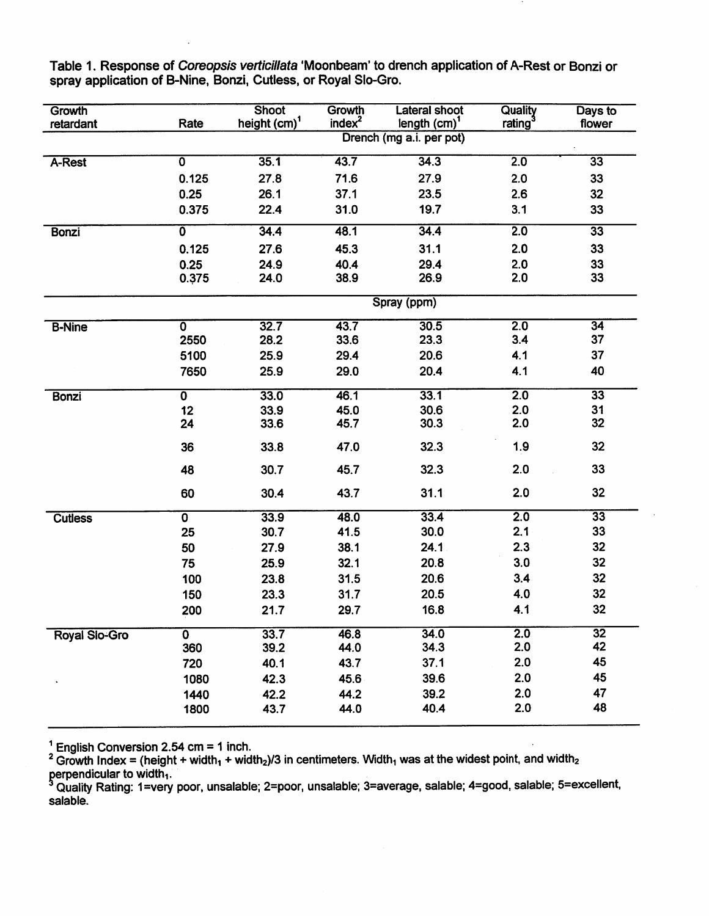Table 1. Response of *Coreopsis verticillata* 'Moonbeam' to drench application of A-Rest or Bonzi or spray application of B-Nine, Bonzi, Cutless, or Royal Slo-Gro.

| Growth retardant | Rate | Shoot height (cm)[1] | Growth index[2] | Lateral shoot length (cm)[1] | Quality rating[3] | Days to flower |
|---|---|---|---|---|---|---|
| | | | Drench (mg a.i. per pot) | | | |
| A-Rest | 0 | 35.1 | 43.7 | 34.3 | 2.0 | 33 |
| | 0.125 | 27.8 | 71.6 | 27.9 | 2.0 | 33 |
| | 0.25 | 26.1 | 37.1 | 23.5 | 2.6 | 32 |
| | 0.375 | 22.4 | 31.0 | 19.7 | 3.1 | 33 |
| Bonzi | 0 | 34.4 | 48.1 | 34.4 | 2.0 | 33 |
| | 0.125 | 27.6 | 45.3 | 31.1 | 2.0 | 33 |
| | 0.25 | 24.9 | 40.4 | 29.4 | 2.0 | 33 |
| | 0.375 | 24.0 | 38.9 | 26.9 | 2.0 | 33 |
| | | | Spray (ppm) | | | |
| B-Nine | 0 | 32.7 | 43.7 | 30.5 | 2.0 | 34 |
| | 2550 | 28.2 | 33.6 | 23.3 | 3.4 | 37 |
| | 5100 | 25.9 | 29.4 | 20.6 | 4.1 | 37 |
| | 7650 | 25.9 | 29.0 | 20.4 | 4.1 | 40 |
| Bonzi | 0 | 33.0 | 46.1 | 33.1 | 2.0 | 33 |
| | 12 | 33.9 | 45.0 | 30.6 | 2.0 | 31 |
| | 24 | 33.6 | 45.7 | 30.3 | 2.0 | 32 |
| | 36 | 33.8 | 47.0 | 32.3 | 1.9 | 32 |
| | 48 | 30.7 | 45.7 | 32.3 | 2.0 | 33 |
| | 60 | 30.4 | 43.7 | 31.1 | 2.0 | 32 |
| Cutless | 0 | 33.9 | 48.0 | 33.4 | 2.0 | 33 |
| | 25 | 30.7 | 41.5 | 30.0 | 2.1 | 33 |
| | 50 | 27.9 | 38.1 | 24.1 | 2.3 | 32 |
| | 75 | 25.9 | 32.1 | 20.8 | 3.0 | 32 |
| | 100 | 23.8 | 31.5 | 20.6 | 3.4 | 32 |
| | 150 | 23.3 | 31.7 | 20.5 | 4.0 | 32 |
| | 200 | 21.7 | 29.7 | 16.8 | 4.1 | 32 |
| Royal Slo-Gro | 0 | 33.7 | 46.8 | 34.0 | 2.0 | 32 |
| | 360 | 39.2 | 44.0 | 34.3 | 2.0 | 42 |
| | 720 | 40.1 | 43.7 | 37.1 | 2.0 | 45 |
| | 1080 | 42.3 | 45.6 | 39.6 | 2.0 | 45 |
| | 1440 | 42.2 | 44.2 | 39.2 | 2.0 | 47 |
| | 1800 | 43.7 | 44.0 | 40.4 | 2.0 | 48 |

[1] English Conversion 2.54 cm = 1 inch.
[2] Growth Index = (height + $width_1$ + $width_2$)/3 in centimeters. $Width_1$ was at the widest point, and $width_2$ perpendicular to $width_1$.
[3] Quality Rating: 1=very poor, unsalable; 2=poor, unsalable; 3=average, salable; 4=good, salable; 5=excellent, salable.